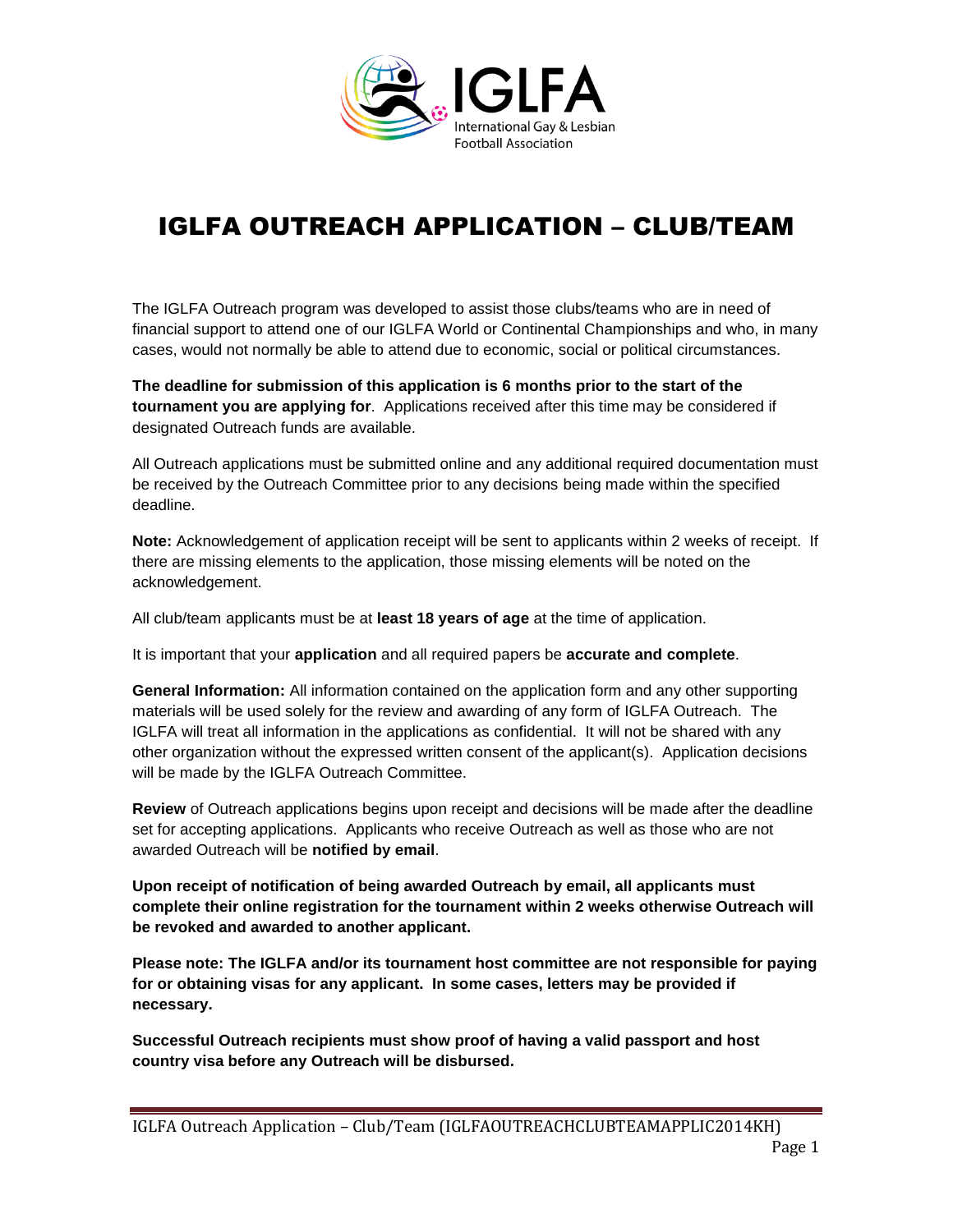IGLFA

International Gay & Lesbian Football Association

# IGLFA OUTREACH APPLICATION – CLUB/TEAM

The IGLFA Outreach program was developed to assist those clubs/teams who are in need of financial support to attend one of our IGLFA World or Continental Championships and who, in many cases, would not normally be able to attend due to economic, social or political circumstances.

**The deadline for submission of this application is 6 months prior to the start of the tournament you are applying for**. Applications received after this time may be considered if designated Outreach funds are available.

All Outreach applications must be submitted online and any additional required documentation must be received by the Outreach Committee prior to any decisions being made within the specified deadline.

**Note:** Acknowledgement of application receipt will be sent to applicants within 2 weeks of receipt. If there are missing elements to the application, those missing elements will be noted on the acknowledgement.

All club/team applicants must be at **least 18 years of age** at the time of application.

It is important that your **application** and all required papers be **accurate and complete**.

**General Information:** All information contained on the application form and any other supporting materials will be used solely for the review and awarding of any form of IGLFA Outreach. The IGLFA will treat all information in the applications as confidential. It will not be shared with any other organization without the expressed written consent of the applicant(s). Application decisions will be made by the IGLFA Outreach Committee.

**Review** of Outreach applications begins upon receipt and decisions will be made after the deadline set for accepting applications. Applicants who receive Outreach as well as those who are not awarded Outreach will be **notified by email**.

**Upon receipt of notification of being awarded Outreach by email, all applicants must complete their online registration for the tournament within 2 weeks otherwise Outreach will be revoked and awarded to another applicant.**

**Please note: The IGLFA and/or its tournament host committee are not responsible for paying for or obtaining visas for any applicant. In some cases, letters may be provided if necessary.**

**Successful Outreach recipients must show proof of having a valid passport and host country visa before any Outreach will be disbursed.**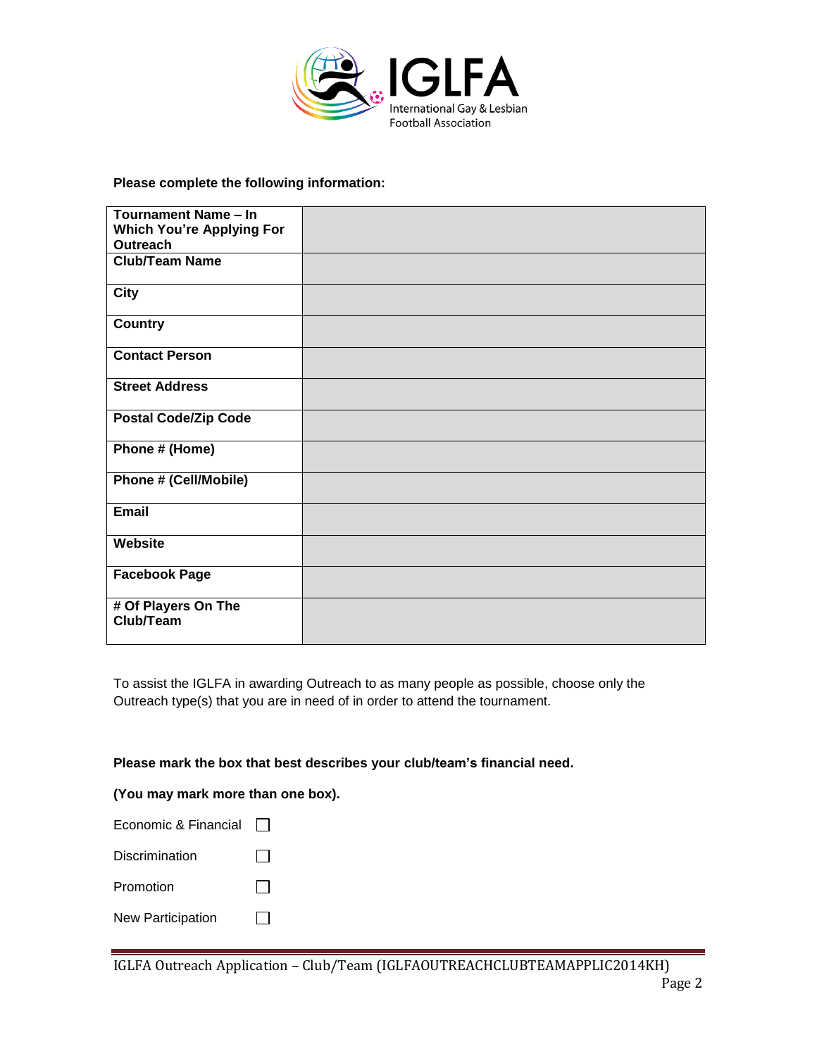**Please complete the following information:**

| Field | |
|---|---|
| **Tournament Name – In Which You're Applying For Outreach** | |
| **Club/Team Name** | |
| **City** | |
| **Country** | |
| **Contact Person** | |
| **Street Address** | |
| **Postal Code/Zip Code** | |
| **Phone # (Home)** | |
| **Phone # (Cell/Mobile)** | |
| **Email** | |
| **Website** | |
| **Facebook Page** | |
| **# Of Players On The Club/Team** | |

To assist the IGLFA in awarding Outreach to as many people as possible, choose only the Outreach type(s) that you are in need of in order to attend the tournament.

**Please mark the box that best describes your club/team's financial need.**

**(You may mark more than one box).**

Economic & Financial ☐

Discrimination ☐

Promotion ☐

New Participation ☐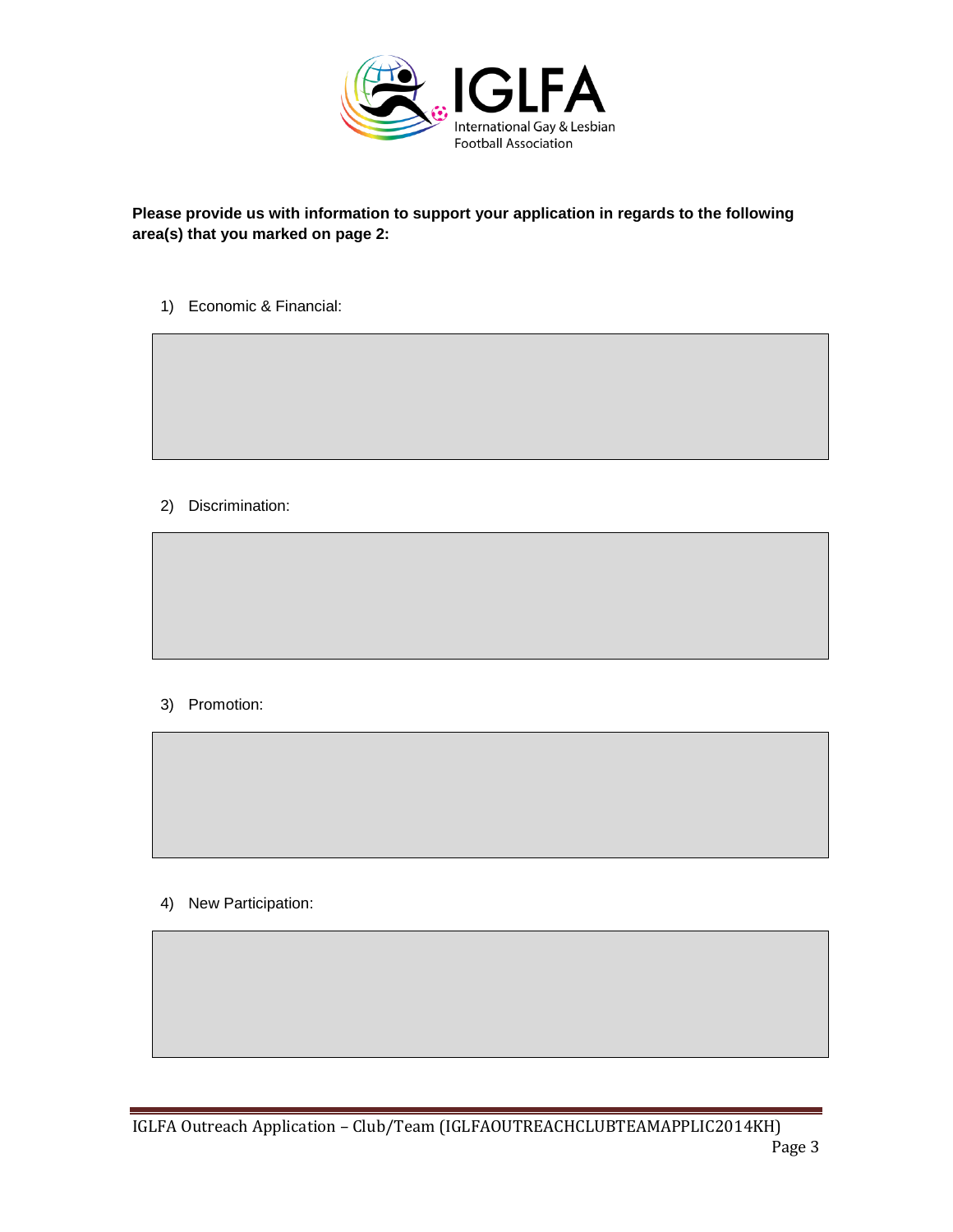**Please provide us with information to support your application in regards to the following area(s) that you marked on page 2:**

1) Economic & Financial:

2) Discrimination:

3) Promotion:

4) New Participation: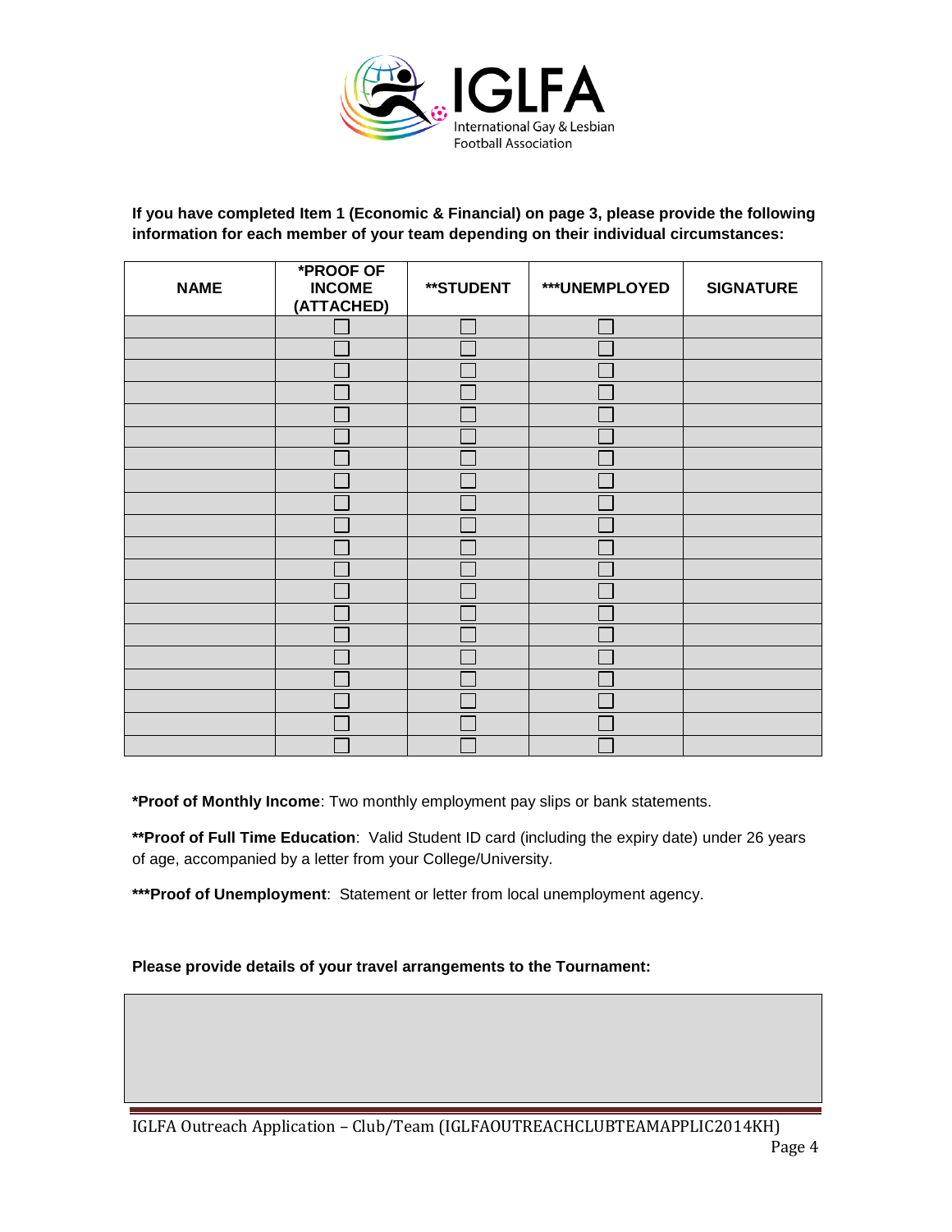IGLFA International Gay & Lesbian Football Association

**If you have completed Item 1 (Economic & Financial) on page 3, please provide the following information for each member of your team depending on their individual circumstances:**

| NAME | *PROOF OF INCOME (ATTACHED) | **STUDENT | ***UNEMPLOYED | SIGNATURE |
|---|---|---|---|---|
| | ☐ | ☐ | ☐ | |
| | ☐ | ☐ | ☐ | |
| | ☐ | ☐ | ☐ | |
| | ☐ | ☐ | ☐ | |
| | ☐ | ☐ | ☐ | |
| | ☐ | ☐ | ☐ | |
| | ☐ | ☐ | ☐ | |
| | ☐ | ☐ | ☐ | |
| | ☐ | ☐ | ☐ | |
| | ☐ | ☐ | ☐ | |
| | ☐ | ☐ | ☐ | |
| | ☐ | ☐ | ☐ | |
| | ☐ | ☐ | ☐ | |
| | ☐ | ☐ | ☐ | |
| | ☐ | ☐ | ☐ | |
| | ☐ | ☐ | ☐ | |
| | ☐ | ☐ | ☐ | |
| | ☐ | ☐ | ☐ | |
| | ☐ | ☐ | ☐ | |
| | ☐ | ☐ | ☐ | |

***Proof of Monthly Income**: Two monthly employment pay slips or bank statements.

****Proof of Full Time Education**: Valid Student ID card (including the expiry date) under 26 years of age, accompanied by a letter from your College/University.

*****Proof of Unemployment**: Statement or letter from local unemployment agency.

**Please provide details of your travel arrangements to the Tournament:**

| |
|---|
| |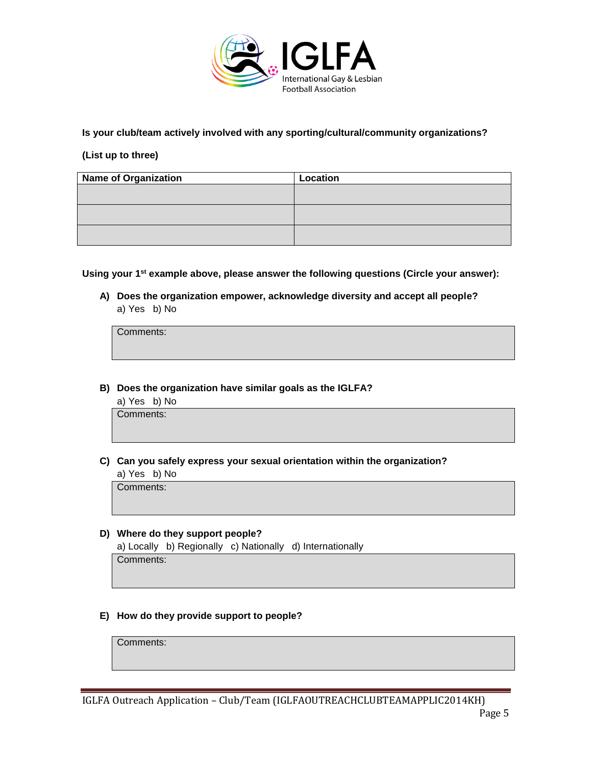**Is your club/team actively involved with any sporting/cultural/community organizations?**

**(List up to three)**

| Name of Organization | Location |
|---|---|
| | |
| | |
| | |

**Using your 1st example above, please answer the following questions (Circle your answer):**

**A) Does the organization empower, acknowledge diversity and accept all people?**
a) Yes b) No

Comments:

**B) Does the organization have similar goals as the IGLFA?**
a) Yes b) No

Comments:

**C) Can you safely express your sexual orientation within the organization?**
a) Yes b) No

Comments:

**D) Where do they support people?**
a) Locally b) Regionally c) Nationally d) Internationally

Comments:

**E) How do they provide support to people?**

Comments: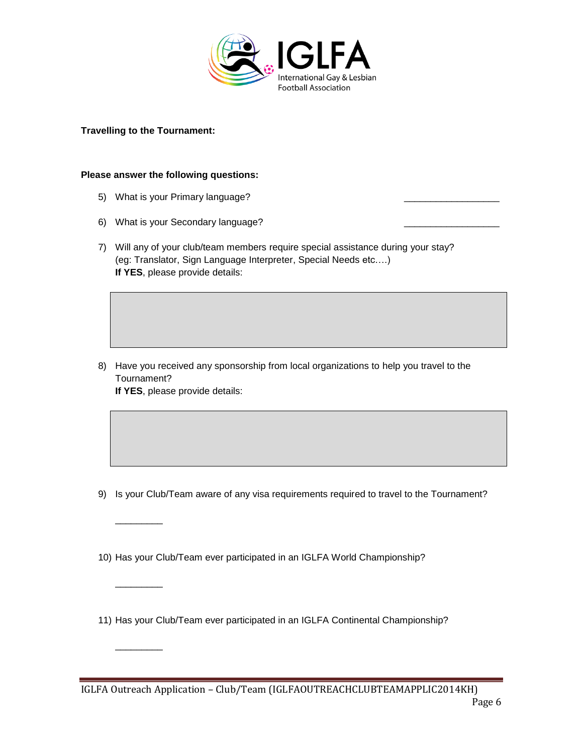**Travelling to the Tournament:**

**Please answer the following questions:**

5) What is your Primary language? ___________________

6) What is your Secondary language? ___________________

7) Will any of your club/team members require special assistance during your stay? (eg: Translator, Sign Language Interpreter, Special Needs etc.…)
   **If YES**, please provide details:

8) Have you received any sponsorship from local organizations to help you travel to the Tournament?
   **If YES**, please provide details:

9) Is your Club/Team aware of any visa requirements required to travel to the Tournament?

   _________

10) Has your Club/Team ever participated in an IGLFA World Championship?

    _________

11) Has your Club/Team ever participated in an IGLFA Continental Championship?

    _________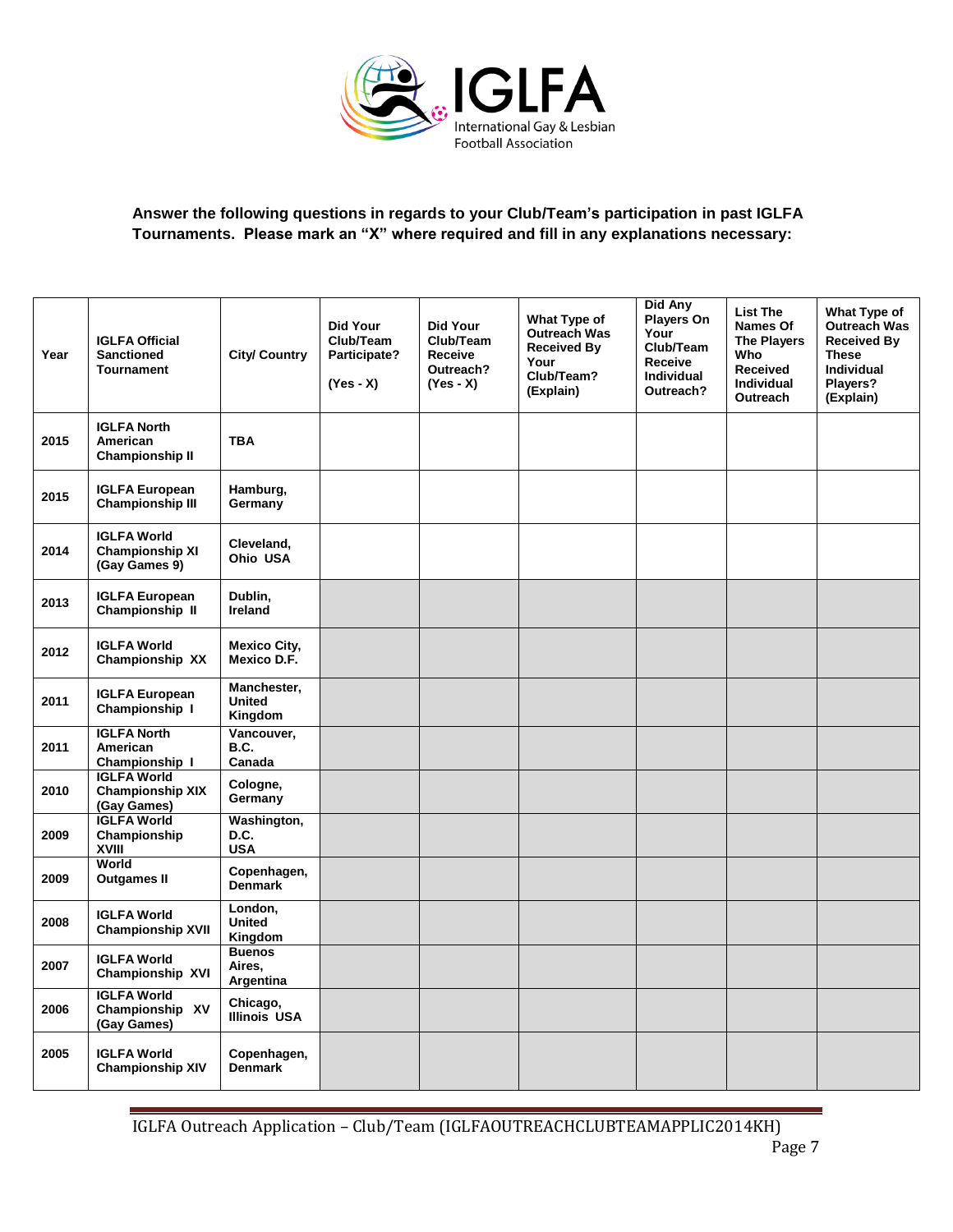**IGLFA**
International Gay & Lesbian Football Association

**Answer the following questions in regards to your Club/Team's participation in past IGLFA Tournaments. Please mark an "X" where required and fill in any explanations necessary:**

| Year | IGLFA Official Sanctioned Tournament | City/ Country | Did Your Club/Team Participate? (Yes - X) | Did Your Club/Team Receive Outreach? (Yes - X) | What Type of Outreach Was Received By Your Club/Team? (Explain) | Did Any Players On Your Club/Team Receive Individual Outreach? | List The Names Of The Players Who Received Individual Outreach | What Type of Outreach Was Received By These Individual Players? (Explain) |
|---|---|---|---|---|---|---|---|---|
| 2015 | IGLFA North American Championship II | TBA | | | | | | |
| 2015 | IGLFA European Championship III | Hamburg, Germany | | | | | | |
| 2014 | IGLFA World Championship XI (Gay Games 9) | Cleveland, Ohio USA | | | | | | |
| 2013 | IGLFA European Championship II | Dublin, Ireland | | | | | | |
| 2012 | IGLFA World Championship XX | Mexico City, Mexico D.F. | | | | | | |
| 2011 | IGLFA European Championship I | Manchester, United Kingdom | | | | | | |
| 2011 | IGLFA North American Championship I | Vancouver, B.C. Canada | | | | | | |
| 2010 | IGLFA World Championship XIX (Gay Games) | Cologne, Germany | | | | | | |
| 2009 | IGLFA World Championship XVIII | Washington, D.C. USA | | | | | | |
| 2009 | World Outgames II | Copenhagen, Denmark | | | | | | |
| 2008 | IGLFA World Championship XVII | London, United Kingdom | | | | | | |
| 2007 | IGLFA World Championship XVI | Buenos Aires, Argentina | | | | | | |
| 2006 | IGLFA World Championship XV (Gay Games) | Chicago, Illinois USA | | | | | | |
| 2005 | IGLFA World Championship XIV | Copenhagen, Denmark | | | | | | |

IGLFA Outreach Application – Club/Team (IGLFAOUTREACHCLUBTEAMAPPLIC2014KH)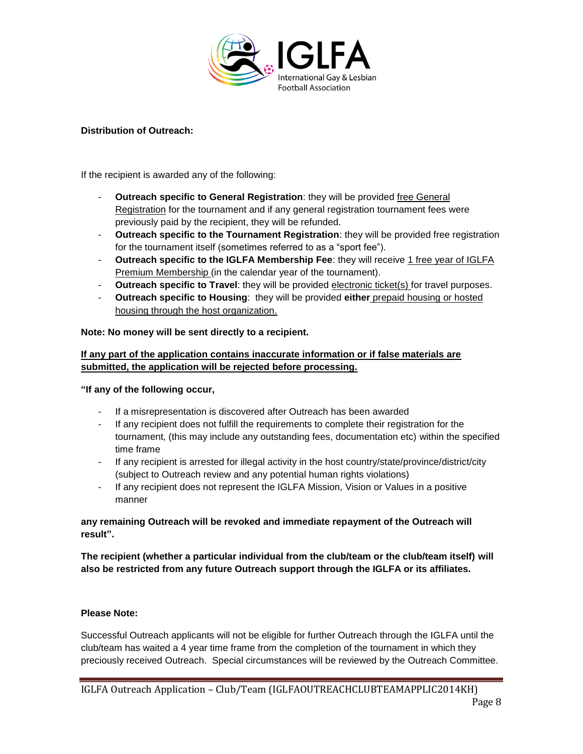**Distribution of Outreach:**

If the recipient is awarded any of the following:

- **Outreach specific to General Registration**: they will be provided free General Registration for the tournament and if any general registration tournament fees were previously paid by the recipient, they will be refunded.
- **Outreach specific to the Tournament Registration**: they will be provided free registration for the tournament itself (sometimes referred to as a "sport fee").
- **Outreach specific to the IGLFA Membership Fee**: they will receive 1 free year of IGLFA Premium Membership (in the calendar year of the tournament).
- **Outreach specific to Travel**: they will be provided electronic ticket(s) for travel purposes.
- **Outreach specific to Housing**: they will be provided **either** prepaid housing or hosted housing through the host organization.

**Note: No money will be sent directly to a recipient.**

**If any part of the application contains inaccurate information or if false materials are submitted, the application will be rejected before processing.**

**"If any of the following occur,**

- If a misrepresentation is discovered after Outreach has been awarded
- If any recipient does not fulfill the requirements to complete their registration for the tournament, (this may include any outstanding fees, documentation etc) within the specified time frame
- If any recipient is arrested for illegal activity in the host country/state/province/district/city (subject to Outreach review and any potential human rights violations)
- If any recipient does not represent the IGLFA Mission, Vision or Values in a positive manner

**any remaining Outreach will be revoked and immediate repayment of the Outreach will result".**

**The recipient (whether a particular individual from the club/team or the club/team itself) will also be restricted from any future Outreach support through the IGLFA or its affiliates.**

**Please Note:**

Successful Outreach applicants will not be eligible for further Outreach through the IGLFA until the club/team has waited a 4 year time frame from the completion of the tournament in which they preciously received Outreach. Special circumstances will be reviewed by the Outreach Committee.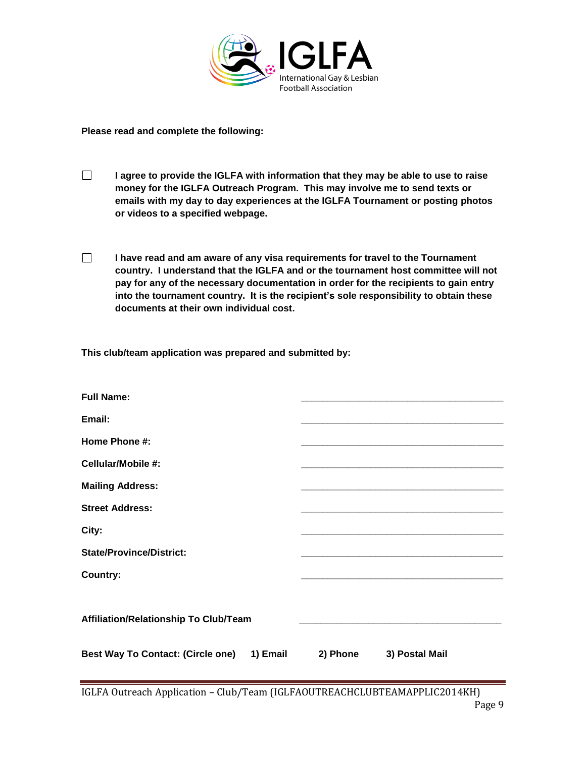IGLFA
International Gay & Lesbian Football Association

**Please read and complete the following:**

☐ **I agree to provide the IGLFA with information that they may be able to use to raise money for the IGLFA Outreach Program. This may involve me to send texts or emails with my day to day experiences at the IGLFA Tournament or posting photos or videos to a specified webpage.**

☐ **I have read and am aware of any visa requirements for travel to the Tournament country. I understand that the IGLFA and or the tournament host committee will not pay for any of the necessary documentation in order for the recipients to gain entry into the tournament country. It is the recipient's sole responsibility to obtain these documents at their own individual cost.**

**This club/team application was prepared and submitted by:**

**Full Name:** ________________________________________

**Email:** ________________________________________

**Home Phone #:** ________________________________________

**Cellular/Mobile #:** ________________________________________

**Mailing Address:** ________________________________________

**Street Address:** ________________________________________

**City:** ________________________________________

**State/Province/District:** ________________________________________

**Country:** ________________________________________

**Affiliation/Relationship To Club/Team** ________________________________________

**Best Way To Contact: (Circle one)** **1) Email** **2) Phone** **3) Postal Mail**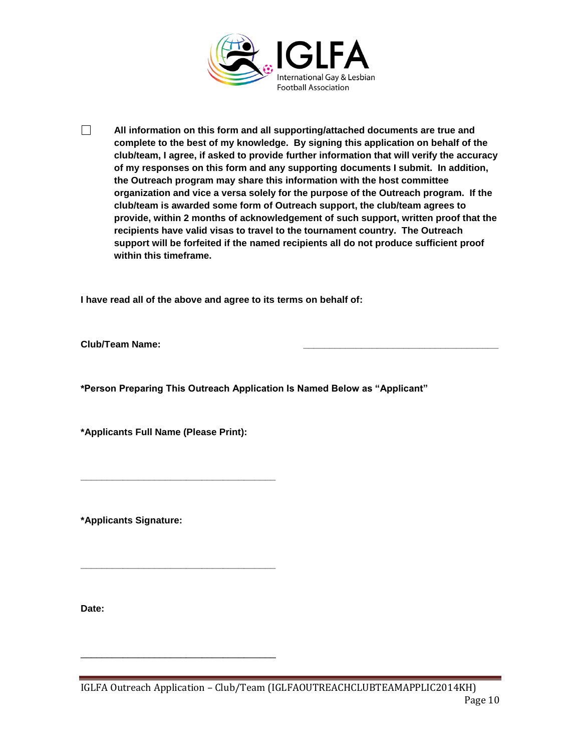☐ **All information on this form and all supporting/attached documents are true and complete to the best of my knowledge. By signing this application on behalf of the club/team, I agree, if asked to provide further information that will verify the accuracy of my responses on this form and any supporting documents I submit. In addition, the Outreach program may share this information with the host committee organization and vice a versa solely for the purpose of the Outreach program. If the club/team is awarded some form of Outreach support, the club/team agrees to provide, within 2 months of acknowledgement of such support, written proof that the recipients have valid visas to travel to the tournament country. The Outreach support will be forfeited if the named recipients all do not produce sufficient proof within this timeframe.**

**I have read all of the above and agree to its terms on behalf of:**

**Club/Team Name:** ______________________________________

**\*Person Preparing This Outreach Application Is Named Below as "Applicant"**

**\*Applicants Full Name (Please Print):**

______________________________________

**\*Applicants Signature:**

______________________________________

**Date:**

______________________________________